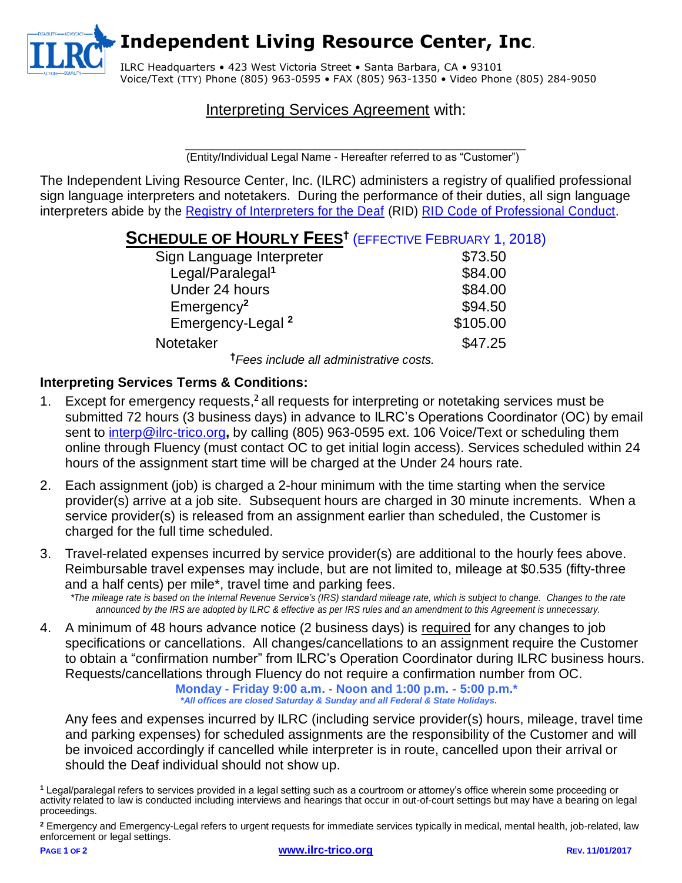# Independent Living Resource Center, Inc.

ILRC Headquarters • 423 West Victoria Street • Santa Barbara, CA • 93101
Voice/Text (TTY) Phone (805) 963-0595 • FAX (805) 963-1350 • Video Phone (805) 284-9050

## Interpreting Services Agreement with:

_______________________________________________
(Entity/Individual Legal Name - Hereafter referred to as "Customer")

The Independent Living Resource Center, Inc. (ILRC) administers a registry of qualified professional sign language interpreters and notetakers. During the performance of their duties, all sign language interpreters abide by the Registry of Interpreters for the Deaf (RID) RID Code of Professional Conduct.

### SCHEDULE OF HOURLY FEES† (EFFECTIVE FEBRUARY 1, 2018)

| Service | Fee |
|---|---|
| Sign Language Interpreter | $73.50 |
| Legal/Paralegal[1] | $84.00 |
| Under 24 hours | $84.00 |
| Emergency[2] | $94.50 |
| Emergency-Legal[2] | $105.00 |
| Notetaker | $47.25 |

*†Fees include all administrative costs.*

**Interpreting Services Terms & Conditions:**

1. Except for emergency requests,[2] all requests for interpreting or notetaking services must be submitted 72 hours (3 business days) in advance to ILRC's Operations Coordinator (OC) by email sent to interp@ilrc-trico.org**,** by calling (805) 963-0595 ext. 106 Voice/Text or scheduling them online through Fluency (must contact OC to get initial login access). Services scheduled within 24 hours of the assignment start time will be charged at the Under 24 hours rate.

2. Each assignment (job) is charged a 2-hour minimum with the time starting when the service provider(s) arrive at a job site. Subsequent hours are charged in 30 minute increments. When a service provider(s) is released from an assignment earlier than scheduled, the Customer is charged for the full time scheduled.

3. Travel-related expenses incurred by service provider(s) are additional to the hourly fees above. Reimbursable travel expenses may include, but are not limited to, mileage at $0.535 (fifty-three and a half cents) per mile*, travel time and parking fees.
   *\*The mileage rate is based on the Internal Revenue Service's (IRS) standard mileage rate, which is subject to change. Changes to the rate announced by the IRS are adopted by ILRC & effective as per IRS rules and an amendment to this Agreement is unnecessary.*

4. A minimum of 48 hours advance notice (2 business days) is required for any changes to job specifications or cancellations. All changes/cancellations to an assignment require the Customer to obtain a "confirmation number" from ILRC's Operation Coordinator during ILRC business hours. Requests/cancellations through Fluency do not require a confirmation number from OC.

   **Monday - Friday 9:00 a.m. - Noon and 1:00 p.m. - 5:00 p.m.\***
   ***\*All offices are closed Saturday & Sunday and all Federal & State Holidays.***

   Any fees and expenses incurred by ILRC (including service provider(s) hours, mileage, travel time and parking expenses) for scheduled assignments are the responsibility of the Customer and will be invoiced accordingly if cancelled while interpreter is in route, cancelled upon their arrival or should the Deaf individual should not show up.

[1] Legal/paralegal refers to services provided in a legal setting such as a courtroom or attorney's office wherein some proceeding or activity related to law is conducted including interviews and hearings that occur in out-of-court settings but may have a bearing on legal proceedings.

[2] Emergency and Emergency-Legal refers to urgent requests for immediate services typically in medical, mental health, job-related, law enforcement or legal settings.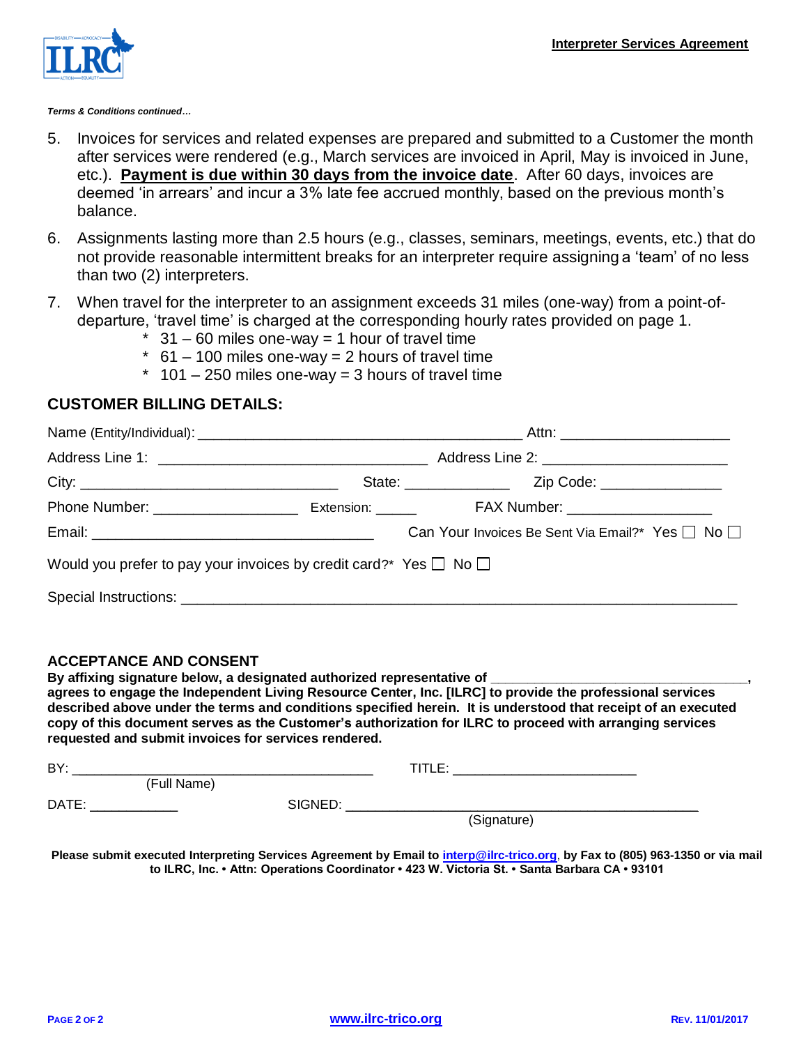*Terms & Conditions continued…*

5. Invoices for services and related expenses are prepared and submitted to a Customer the month after services were rendered (e.g., March services are invoiced in April, May is invoiced in June, etc.). **Payment is due within 30 days from the invoice date**. After 60 days, invoices are deemed 'in arrears' and incur a 3% late fee accrued monthly, based on the previous month's balance.

6. Assignments lasting more than 2.5 hours (e.g., classes, seminars, meetings, events, etc.) that do not provide reasonable intermittent breaks for an interpreter require assigning a 'team' of no less than two (2) interpreters.

7. When travel for the interpreter to an assignment exceeds 31 miles (one-way) from a point-of-departure, 'travel time' is charged at the corresponding hourly rates provided on page 1.
   - 31 – 60 miles one-way = 1 hour of travel time
   - 61 – 100 miles one-way = 2 hours of travel time
   - 101 – 250 miles one-way = 3 hours of travel time

## CUSTOMER BILLING DETAILS:

Name (Entity/Individual): ________________________________________ Attn: _____________________

Address Line 1: _________________________________ Address Line 2: _______________________

City: ________________________________ State: _____________ Zip Code: _______________

Phone Number: __________________ Extension: _____ FAX Number: __________________

Email: ___________________________________ Can Your Invoices Be Sent Via Email?* Yes ☐ No ☐

Would you prefer to pay your invoices by credit card?* Yes ☐ No ☐

Special Instructions: ______________________________________________________________________

## ACCEPTANCE AND CONSENT

**By affixing signature below, a designated authorized representative of __________________________________, agrees to engage the Independent Living Resource Center, Inc. [ILRC] to provide the professional services described above under the terms and conditions specified herein. It is understood that receipt of an executed copy of this document serves as the Customer's authorization for ILRC to proceed with arranging services requested and submit invoices for services rendered.**

BY: ______________________________________ TITLE: _______________________
(Full Name)

DATE: ___________ SIGNED: ____________________________________________
(Signature)

**Please submit executed Interpreting Services Agreement by Email to interp@ilrc-trico.org, by Fax to (805) 963-1350 or via mail to ILRC, Inc. • Attn: Operations Coordinator • 423 W. Victoria St. • Santa Barbara CA • 93101**